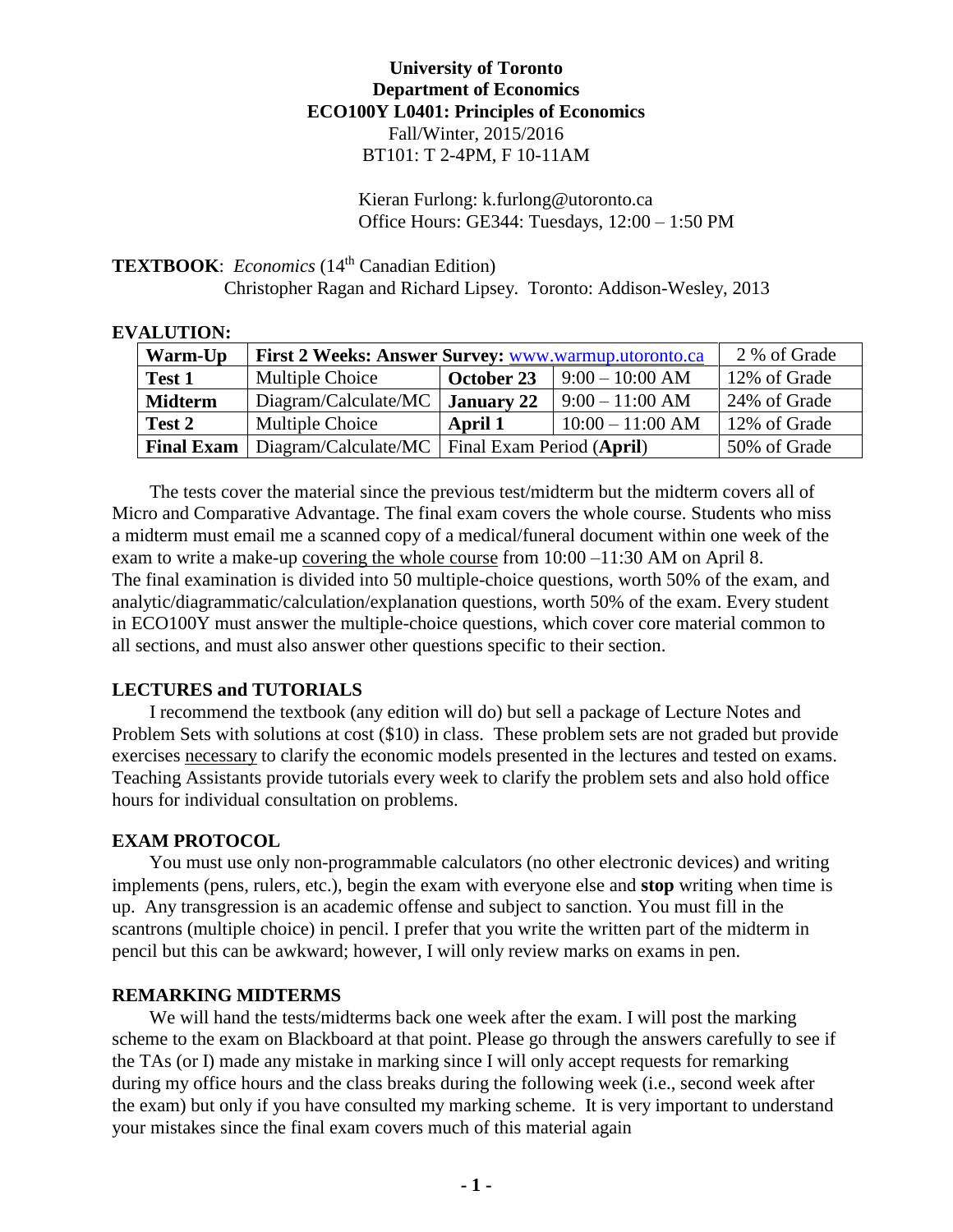**University of Toronto**
**Department of Economics**
**ECO100Y L0401: Principles of Economics**
Fall/Winter, 2015/2016
BT101: T 2-4PM, F 10-11AM

Kieran Furlong: k.furlong@utoronto.ca
Office Hours: GE344: Tuesdays, 12:00 – 1:50 PM

**TEXTBOOK**: *Economics* (14th Canadian Edition)
Christopher Ragan and Richard Lipsey. Toronto: Addison-Wesley, 2013

**EVALUTION:**

| Warm-Up | First 2 Weeks: Answer Survey: www.warmup.utoronto.ca | | | 2 % of Grade |
|---|---|---|---|---|
| **Test 1** | Multiple Choice | **October 23** | 9:00 – 10:00 AM | 12% of Grade |
| **Midterm** | Diagram/Calculate/MC | **January 22** | 9:00 – 11:00 AM | 24% of Grade |
| **Test 2** | Multiple Choice | **April 1** | 10:00 – 11:00 AM | 12% of Grade |
| **Final Exam** | Diagram/Calculate/MC | Final Exam Period (**April**) | | 50% of Grade |

The tests cover the material since the previous test/midterm but the midterm covers all of Micro and Comparative Advantage. The final exam covers the whole course. Students who miss a midterm must email me a scanned copy of a medical/funeral document within one week of the exam to write a make-up covering the whole course from 10:00 –11:30 AM on April 8. The final examination is divided into 50 multiple-choice questions, worth 50% of the exam, and analytic/diagrammatic/calculation/explanation questions, worth 50% of the exam. Every student in ECO100Y must answer the multiple-choice questions, which cover core material common to all sections, and must also answer other questions specific to their section.

## LECTURES and TUTORIALS

I recommend the textbook (any edition will do) but sell a package of Lecture Notes and Problem Sets with solutions at cost ($10) in class. These problem sets are not graded but provide exercises necessary to clarify the economic models presented in the lectures and tested on exams. Teaching Assistants provide tutorials every week to clarify the problem sets and also hold office hours for individual consultation on problems.

## EXAM PROTOCOL

You must use only non-programmable calculators (no other electronic devices) and writing implements (pens, rulers, etc.), begin the exam with everyone else and **stop** writing when time is up. Any transgression is an academic offense and subject to sanction. You must fill in the scantrons (multiple choice) in pencil. I prefer that you write the written part of the midterm in pencil but this can be awkward; however, I will only review marks on exams in pen.

## REMARKING MIDTERMS

We will hand the tests/midterms back one week after the exam. I will post the marking scheme to the exam on Blackboard at that point. Please go through the answers carefully to see if the TAs (or I) made any mistake in marking since I will only accept requests for remarking during my office hours and the class breaks during the following week (i.e., second week after the exam) but only if you have consulted my marking scheme. It is very important to understand your mistakes since the final exam covers much of this material again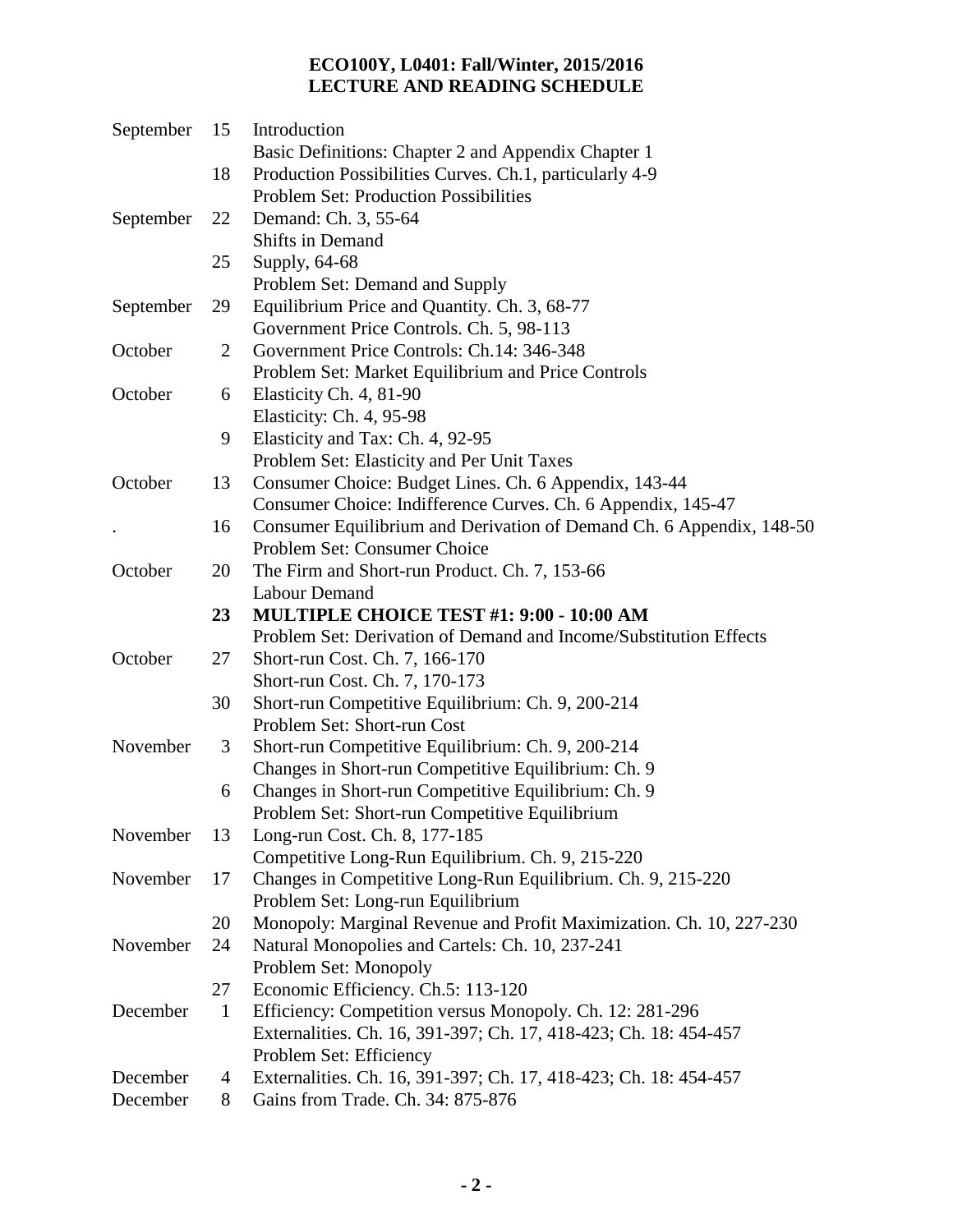**ECO100Y, L0401: Fall/Winter, 2015/2016**
**LECTURE AND READING SCHEDULE**

| Month | Day | Topic |
|---|---|---|
| September | 15 | Introduction |
| | | Basic Definitions: Chapter 2 and Appendix Chapter 1 |
| | 18 | Production Possibilities Curves. Ch.1, particularly 4-9 |
| | | Problem Set: Production Possibilities |
| September | 22 | Demand: Ch. 3, 55-64 |
| | | Shifts in Demand |
| | 25 | Supply, 64-68 |
| | | Problem Set: Demand and Supply |
| September | 29 | Equilibrium Price and Quantity. Ch. 3, 68-77 |
| | | Government Price Controls. Ch. 5, 98-113 |
| October | 2 | Government Price Controls: Ch.14: 346-348 |
| | | Problem Set: Market Equilibrium and Price Controls |
| October | 6 | Elasticity Ch. 4, 81-90 |
| | | Elasticity: Ch. 4, 95-98 |
| | 9 | Elasticity and Tax: Ch. 4, 92-95 |
| | | Problem Set: Elasticity and Per Unit Taxes |
| October | 13 | Consumer Choice: Budget Lines. Ch. 6 Appendix, 143-44 |
| | | Consumer Choice: Indifference Curves. Ch. 6 Appendix, 145-47 |
| . | 16 | Consumer Equilibrium and Derivation of Demand Ch. 6 Appendix, 148-50 |
| | | Problem Set: Consumer Choice |
| October | 20 | The Firm and Short-run Product. Ch. 7, 153-66 |
| | | Labour Demand |
| | **23** | **MULTIPLE CHOICE TEST #1: 9:00 - 10:00 AM** |
| | | Problem Set: Derivation of Demand and Income/Substitution Effects |
| October | 27 | Short-run Cost. Ch. 7, 166-170 |
| | | Short-run Cost. Ch. 7, 170-173 |
| | 30 | Short-run Competitive Equilibrium: Ch. 9, 200-214 |
| | | Problem Set: Short-run Cost |
| November | 3 | Short-run Competitive Equilibrium: Ch. 9, 200-214 |
| | | Changes in Short-run Competitive Equilibrium: Ch. 9 |
| | 6 | Changes in Short-run Competitive Equilibrium: Ch. 9 |
| | | Problem Set: Short-run Competitive Equilibrium |
| November | 13 | Long-run Cost. Ch. 8, 177-185 |
| | | Competitive Long-Run Equilibrium. Ch. 9, 215-220 |
| November | 17 | Changes in Competitive Long-Run Equilibrium. Ch. 9, 215-220 |
| | | Problem Set: Long-run Equilibrium |
| | 20 | Monopoly: Marginal Revenue and Profit Maximization. Ch. 10, 227-230 |
| November | 24 | Natural Monopolies and Cartels: Ch. 10, 237-241 |
| | | Problem Set: Monopoly |
| | 27 | Economic Efficiency. Ch.5: 113-120 |
| December | 1 | Efficiency: Competition versus Monopoly. Ch. 12: 281-296 |
| | | Externalities. Ch. 16, 391-397; Ch. 17, 418-423; Ch. 18: 454-457 |
| | | Problem Set: Efficiency |
| December | 4 | Externalities. Ch. 16, 391-397; Ch. 17, 418-423; Ch. 18: 454-457 |
| December | 8 | Gains from Trade. Ch. 34: 875-876 |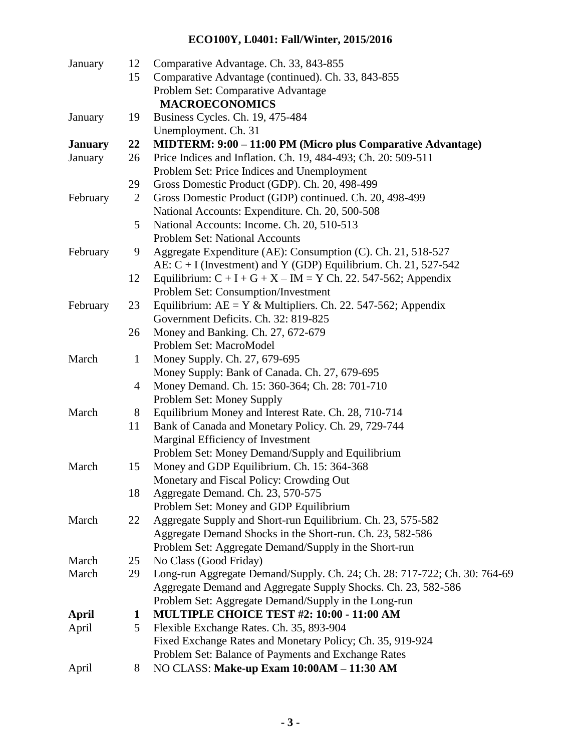| | | |
|---|---|---|
| January | 12 | Comparative Advantage. Ch. 33, 843-855 |
| | 15 | Comparative Advantage (continued). Ch. 33, 843-855 |
| | | Problem Set: Comparative Advantage |
| | | **MACROECONOMICS** |
| January | 19 | Business Cycles. Ch. 19, 475-484 |
| | | Unemployment. Ch. 31 |
| **January** | **22** | **MIDTERM: 9:00 – 11:00 PM (Micro plus Comparative Advantage)** |
| January | 26 | Price Indices and Inflation. Ch. 19, 484-493; Ch. 20: 509-511 |
| | | Problem Set: Price Indices and Unemployment |
| | 29 | Gross Domestic Product (GDP). Ch. 20, 498-499 |
| February | 2 | Gross Domestic Product (GDP) continued. Ch. 20, 498-499 |
| | | National Accounts: Expenditure. Ch. 20, 500-508 |
| | 5 | National Accounts: Income. Ch. 20, 510-513 |
| | | Problem Set: National Accounts |
| February | 9 | Aggregate Expenditure (AE): Consumption (C). Ch. 21, 518-527 |
| | | AE: C + I (Investment) and Y (GDP) Equilibrium. Ch. 21, 527-542 |
| | 12 | Equilibrium: C + I + G + X – IM = Y Ch. 22. 547-562; Appendix |
| | | Problem Set: Consumption/Investment |
| February | 23 | Equilibrium: AE = Y & Multipliers. Ch. 22. 547-562; Appendix |
| | | Government Deficits. Ch. 32: 819-825 |
| | 26 | Money and Banking. Ch. 27, 672-679 |
| | | Problem Set: MacroModel |
| March | 1 | Money Supply. Ch. 27, 679-695 |
| | | Money Supply: Bank of Canada. Ch. 27, 679-695 |
| | 4 | Money Demand. Ch. 15: 360-364; Ch. 28: 701-710 |
| | | Problem Set: Money Supply |
| March | 8 | Equilibrium Money and Interest Rate. Ch. 28, 710-714 |
| | 11 | Bank of Canada and Monetary Policy. Ch. 29, 729-744 |
| | | Marginal Efficiency of Investment |
| | | Problem Set: Money Demand/Supply and Equilibrium |
| March | 15 | Money and GDP Equilibrium. Ch. 15: 364-368 |
| | | Monetary and Fiscal Policy: Crowding Out |
| | 18 | Aggregate Demand. Ch. 23, 570-575 |
| | | Problem Set: Money and GDP Equilibrium |
| March | 22 | Aggregate Supply and Short-run Equilibrium. Ch. 23, 575-582 |
| | | Aggregate Demand Shocks in the Short-run. Ch. 23, 582-586 |
| | | Problem Set: Aggregate Demand/Supply in the Short-run |
| March | 25 | No Class (Good Friday) |
| March | 29 | Long-run Aggregate Demand/Supply. Ch. 24; Ch. 28: 717-722; Ch. 30: 764-69 |
| | | Aggregate Demand and Aggregate Supply Shocks. Ch. 23, 582-586 |
| | | Problem Set: Aggregate Demand/Supply in the Long-run |
| **April** | **1** | **MULTIPLE CHOICE TEST #2: 10:00 - 11:00 AM** |
| April | 5 | Flexible Exchange Rates. Ch. 35, 893-904 |
| | | Fixed Exchange Rates and Monetary Policy; Ch. 35, 919-924 |
| | | Problem Set: Balance of Payments and Exchange Rates |
| April | 8 | NO CLASS: **Make-up Exam 10:00AM – 11:30 AM** |